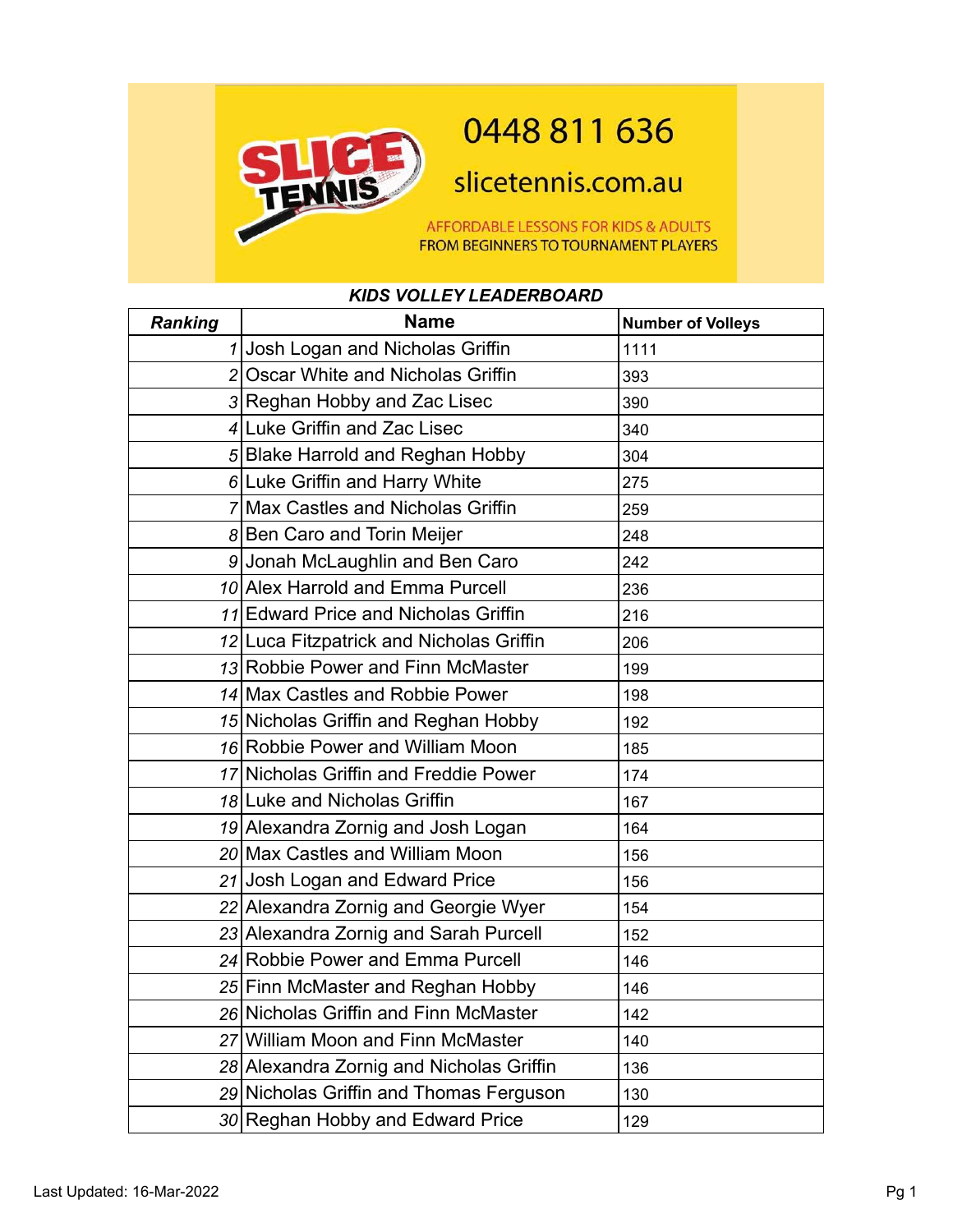0448 811 636

slicetennis.com.au

AFFORDABLE LESSONS FOR KIDS & ADULTS
FROM BEGINNERS TO TOURNAMENT PLAYERS

***KIDS VOLLEY LEADERBOARD***

| *Ranking* | Name | Number of Volleys |
|---|---|---|
| 1 | Josh Logan and Nicholas Griffin | 1111 |
| 2 | Oscar White and Nicholas Griffin | 393 |
| 3 | Reghan Hobby and Zac Lisec | 390 |
| 4 | Luke Griffin and Zac Lisec | 340 |
| 5 | Blake Harrold and Reghan Hobby | 304 |
| 6 | Luke Griffin and Harry White | 275 |
| 7 | Max Castles and Nicholas Griffin | 259 |
| 8 | Ben Caro and Torin Meijer | 248 |
| 9 | Jonah McLaughlin and Ben Caro | 242 |
| 10 | Alex Harrold and Emma Purcell | 236 |
| 11 | Edward Price and Nicholas Griffin | 216 |
| 12 | Luca Fitzpatrick and Nicholas Griffin | 206 |
| 13 | Robbie Power and Finn McMaster | 199 |
| 14 | Max Castles and Robbie Power | 198 |
| 15 | Nicholas Griffin and Reghan Hobby | 192 |
| 16 | Robbie Power and William Moon | 185 |
| 17 | Nicholas Griffin and Freddie Power | 174 |
| 18 | Luke and Nicholas Griffin | 167 |
| 19 | Alexandra Zornig and Josh Logan | 164 |
| 20 | Max Castles and William Moon | 156 |
| 21 | Josh Logan and Edward Price | 156 |
| 22 | Alexandra Zornig and Georgie Wyer | 154 |
| 23 | Alexandra Zornig and Sarah Purcell | 152 |
| 24 | Robbie Power and Emma Purcell | 146 |
| 25 | Finn McMaster and Reghan Hobby | 146 |
| 26 | Nicholas Griffin and Finn McMaster | 142 |
| 27 | William Moon and Finn McMaster | 140 |
| 28 | Alexandra Zornig and Nicholas Griffin | 136 |
| 29 | Nicholas Griffin and Thomas Ferguson | 130 |
| 30 | Reghan Hobby and Edward Price | 129 |

Last Updated: 16-Mar-2022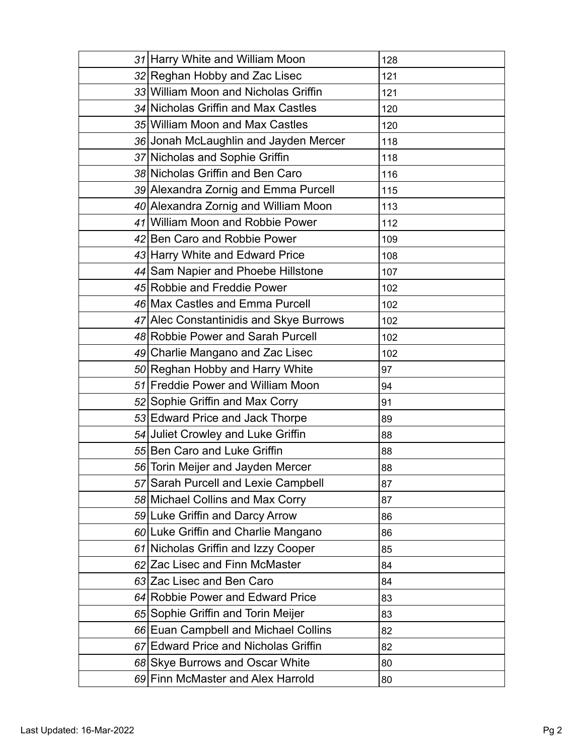| | | |
|---|---|---|
| 31 | Harry White and William Moon | 128 |
| 32 | Reghan Hobby and Zac Lisec | 121 |
| 33 | William Moon and Nicholas Griffin | 121 |
| 34 | Nicholas Griffin and Max Castles | 120 |
| 35 | William Moon and Max Castles | 120 |
| 36 | Jonah McLaughlin and Jayden Mercer | 118 |
| 37 | Nicholas and Sophie Griffin | 118 |
| 38 | Nicholas Griffin and Ben Caro | 116 |
| 39 | Alexandra Zornig and Emma Purcell | 115 |
| 40 | Alexandra Zornig and William Moon | 113 |
| 41 | William Moon and Robbie Power | 112 |
| 42 | Ben Caro and Robbie Power | 109 |
| 43 | Harry White and Edward Price | 108 |
| 44 | Sam Napier and Phoebe Hillstone | 107 |
| 45 | Robbie and Freddie Power | 102 |
| 46 | Max Castles and Emma Purcell | 102 |
| 47 | Alec Constantinidis and Skye Burrows | 102 |
| 48 | Robbie Power and Sarah Purcell | 102 |
| 49 | Charlie Mangano and Zac Lisec | 102 |
| 50 | Reghan Hobby and Harry White | 97 |
| 51 | Freddie Power and William Moon | 94 |
| 52 | Sophie Griffin and Max Corry | 91 |
| 53 | Edward Price and Jack Thorpe | 89 |
| 54 | Juliet Crowley and Luke Griffin | 88 |
| 55 | Ben Caro and Luke Griffin | 88 |
| 56 | Torin Meijer and Jayden Mercer | 88 |
| 57 | Sarah Purcell and Lexie Campbell | 87 |
| 58 | Michael Collins and Max Corry | 87 |
| 59 | Luke Griffin and Darcy Arrow | 86 |
| 60 | Luke Griffin and Charlie Mangano | 86 |
| 61 | Nicholas Griffin and Izzy Cooper | 85 |
| 62 | Zac Lisec and Finn McMaster | 84 |
| 63 | Zac Lisec and Ben Caro | 84 |
| 64 | Robbie Power and Edward Price | 83 |
| 65 | Sophie Griffin and Torin Meijer | 83 |
| 66 | Euan Campbell and Michael Collins | 82 |
| 67 | Edward Price and Nicholas Griffin | 82 |
| 68 | Skye Burrows and Oscar White | 80 |
| 69 | Finn McMaster and Alex Harrold | 80 |

Last Updated: 16-Mar-2022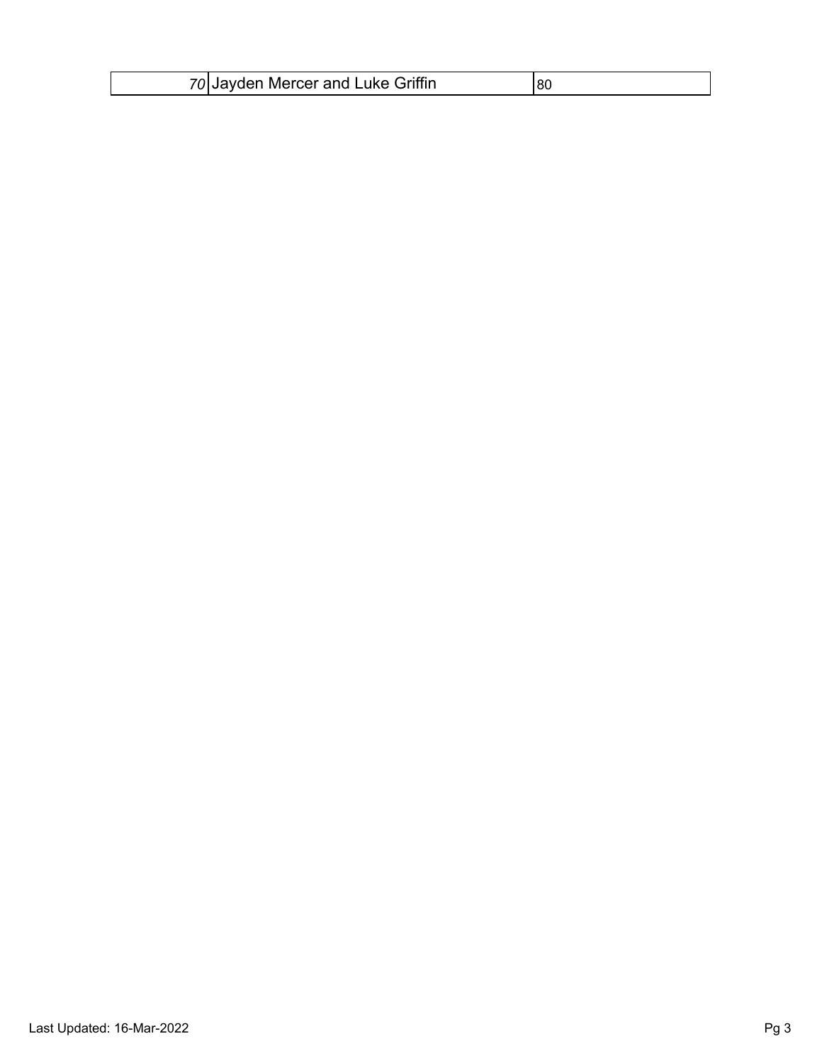| | | |
|---|---|---|
| *70* | Jayden Mercer and Luke Griffin | 80 |

Last Updated: 16-Mar-2022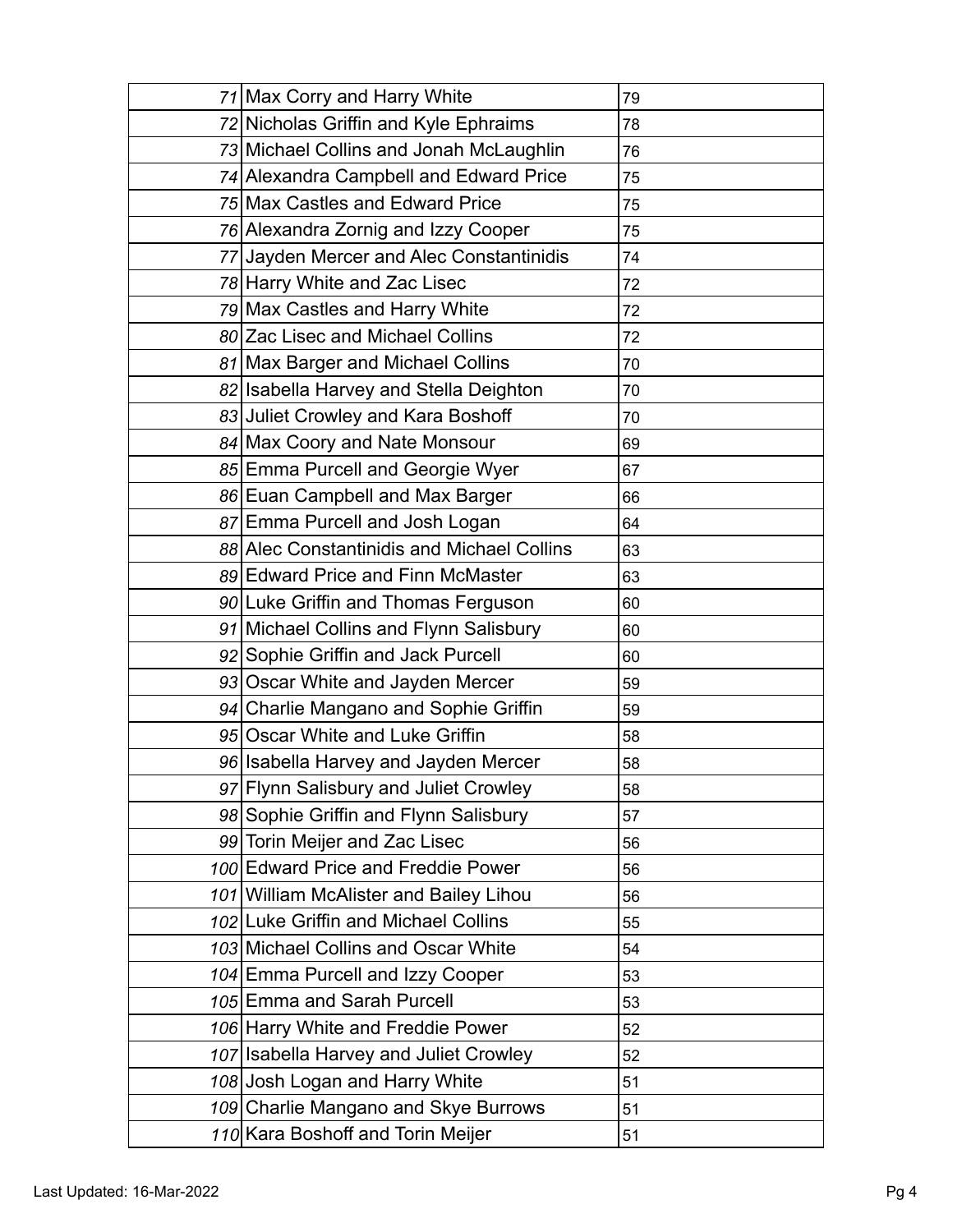| | | |
|---|---|---|
| *71* | Max Corry and Harry White | 79 |
| *72* | Nicholas Griffin and Kyle Ephraims | 78 |
| *73* | Michael Collins and Jonah McLaughlin | 76 |
| *74* | Alexandra Campbell and Edward Price | 75 |
| *75* | Max Castles and Edward Price | 75 |
| *76* | Alexandra Zornig and Izzy Cooper | 75 |
| *77* | Jayden Mercer and Alec Constantinidis | 74 |
| *78* | Harry White and Zac Lisec | 72 |
| *79* | Max Castles and Harry White | 72 |
| *80* | Zac Lisec and Michael Collins | 72 |
| *81* | Max Barger and Michael Collins | 70 |
| *82* | Isabella Harvey and Stella Deighton | 70 |
| *83* | Juliet Crowley and Kara Boshoff | 70 |
| *84* | Max Coory and Nate Monsour | 69 |
| *85* | Emma Purcell and Georgie Wyer | 67 |
| *86* | Euan Campbell and Max Barger | 66 |
| *87* | Emma Purcell and Josh Logan | 64 |
| *88* | Alec Constantinidis and Michael Collins | 63 |
| *89* | Edward Price and Finn McMaster | 63 |
| *90* | Luke Griffin and Thomas Ferguson | 60 |
| *91* | Michael Collins and Flynn Salisbury | 60 |
| *92* | Sophie Griffin and Jack Purcell | 60 |
| *93* | Oscar White and Jayden Mercer | 59 |
| *94* | Charlie Mangano and Sophie Griffin | 59 |
| *95* | Oscar White and Luke Griffin | 58 |
| *96* | Isabella Harvey and Jayden Mercer | 58 |
| *97* | Flynn Salisbury and Juliet Crowley | 58 |
| *98* | Sophie Griffin and Flynn Salisbury | 57 |
| *99* | Torin Meijer and Zac Lisec | 56 |
| *100* | Edward Price and Freddie Power | 56 |
| *101* | William McAlister and Bailey Lihou | 56 |
| *102* | Luke Griffin and Michael Collins | 55 |
| *103* | Michael Collins and Oscar White | 54 |
| *104* | Emma Purcell and Izzy Cooper | 53 |
| *105* | Emma and Sarah Purcell | 53 |
| *106* | Harry White and Freddie Power | 52 |
| *107* | Isabella Harvey and Juliet Crowley | 52 |
| *108* | Josh Logan and Harry White | 51 |
| *109* | Charlie Mangano and Skye Burrows | 51 |
| *110* | Kara Boshoff and Torin Meijer | 51 |

Last Updated: 16-Mar-2022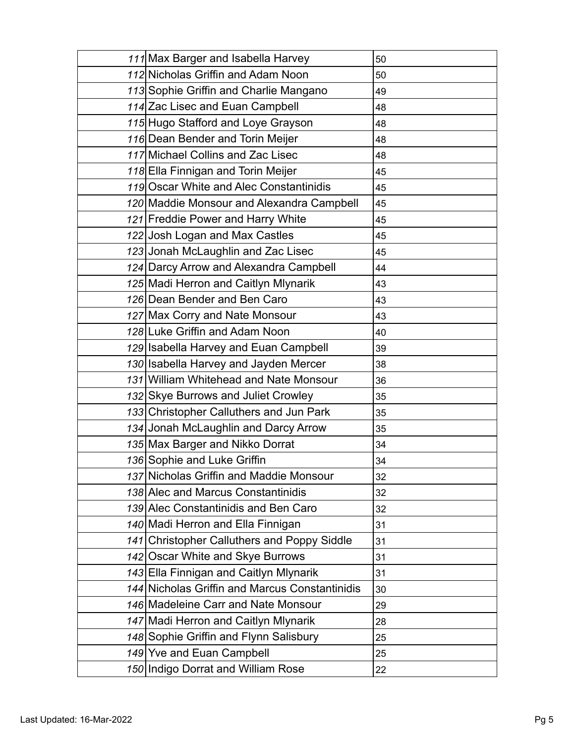| | | |
|---|---|---|
| *111* | Max Barger and Isabella Harvey | 50 |
| *112* | Nicholas Griffin and Adam Noon | 50 |
| *113* | Sophie Griffin and Charlie Mangano | 49 |
| *114* | Zac Lisec and Euan Campbell | 48 |
| *115* | Hugo Stafford and Loye Grayson | 48 |
| *116* | Dean Bender and Torin Meijer | 48 |
| *117* | Michael Collins and Zac Lisec | 48 |
| *118* | Ella Finnigan and Torin Meijer | 45 |
| *119* | Oscar White and Alec Constantinidis | 45 |
| *120* | Maddie Monsour and Alexandra Campbell | 45 |
| *121* | Freddie Power and Harry White | 45 |
| *122* | Josh Logan and Max Castles | 45 |
| *123* | Jonah McLaughlin and Zac Lisec | 45 |
| *124* | Darcy Arrow and Alexandra Campbell | 44 |
| *125* | Madi Herron and Caitlyn Mlynarik | 43 |
| *126* | Dean Bender and Ben Caro | 43 |
| *127* | Max Corry and Nate Monsour | 43 |
| *128* | Luke Griffin and Adam Noon | 40 |
| *129* | Isabella Harvey and Euan Campbell | 39 |
| *130* | Isabella Harvey and Jayden Mercer | 38 |
| *131* | William Whitehead and Nate Monsour | 36 |
| *132* | Skye Burrows and Juliet Crowley | 35 |
| *133* | Christopher Calluthers and Jun Park | 35 |
| *134* | Jonah McLaughlin and Darcy Arrow | 35 |
| *135* | Max Barger and Nikko Dorrat | 34 |
| *136* | Sophie and Luke Griffin | 34 |
| *137* | Nicholas Griffin and Maddie Monsour | 32 |
| *138* | Alec and Marcus Constantinidis | 32 |
| *139* | Alec Constantinidis and Ben Caro | 32 |
| *140* | Madi Herron and Ella Finnigan | 31 |
| *141* | Christopher Calluthers and Poppy Siddle | 31 |
| *142* | Oscar White and Skye Burrows | 31 |
| *143* | Ella Finnigan and Caitlyn Mlynarik | 31 |
| *144* | Nicholas Griffin and Marcus Constantinidis | 30 |
| *146* | Madeleine Carr and Nate Monsour | 29 |
| *147* | Madi Herron and Caitlyn Mlynarik | 28 |
| *148* | Sophie Griffin and Flynn Salisbury | 25 |
| *149* | Yve and Euan Campbell | 25 |
| *150* | Indigo Dorrat and William Rose | 22 |

Last Updated: 16-Mar-2022